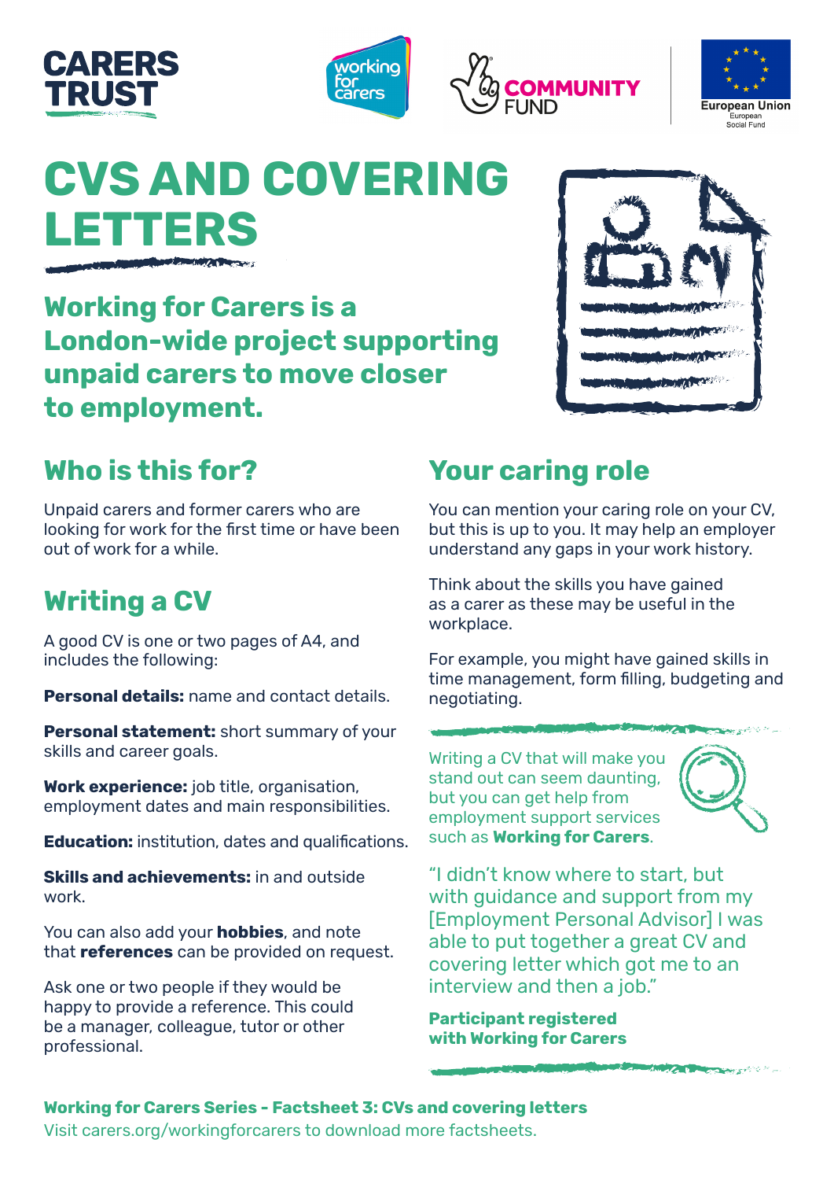# CVS AND COVERING LETTERS

**Working for Carers is a London-wide project supporting unpaid carers to move closer to employment.**

## Who is this for?

Unpaid carers and former carers who are looking for work for the first time or have been out of work for a while.

## Writing a CV

A good CV is one or two pages of A4, and includes the following:

**Personal details:** name and contact details.

**Personal statement:** short summary of your skills and career goals.

**Work experience:** job title, organisation, employment dates and main responsibilities.

**Education:** institution, dates and qualifications.

**Skills and achievements:** in and outside work.

You can also add your **hobbies**, and note that **references** can be provided on request.

Ask one or two people if they would be happy to provide a reference. This could be a manager, colleague, tutor or other professional.

## Your caring role

You can mention your caring role on your CV, but this is up to you. It may help an employer understand any gaps in your work history.

Think about the skills you have gained as a carer as these may be useful in the workplace.

For example, you might have gained skills in time management, form filling, budgeting and negotiating.

Writing a CV that will make you stand out can seem daunting, but you can get help from employment support services such as **Working for Carers**.

"I didn't know where to start, but with guidance and support from my [Employment Personal Advisor] I was able to put together a great CV and covering letter which got me to an interview and then a job."

**Participant registered with Working for Carers**

**Working for Carers Series - Factsheet 3: CVs and covering letters**
Visit carers.org/workingforcarers to download more factsheets.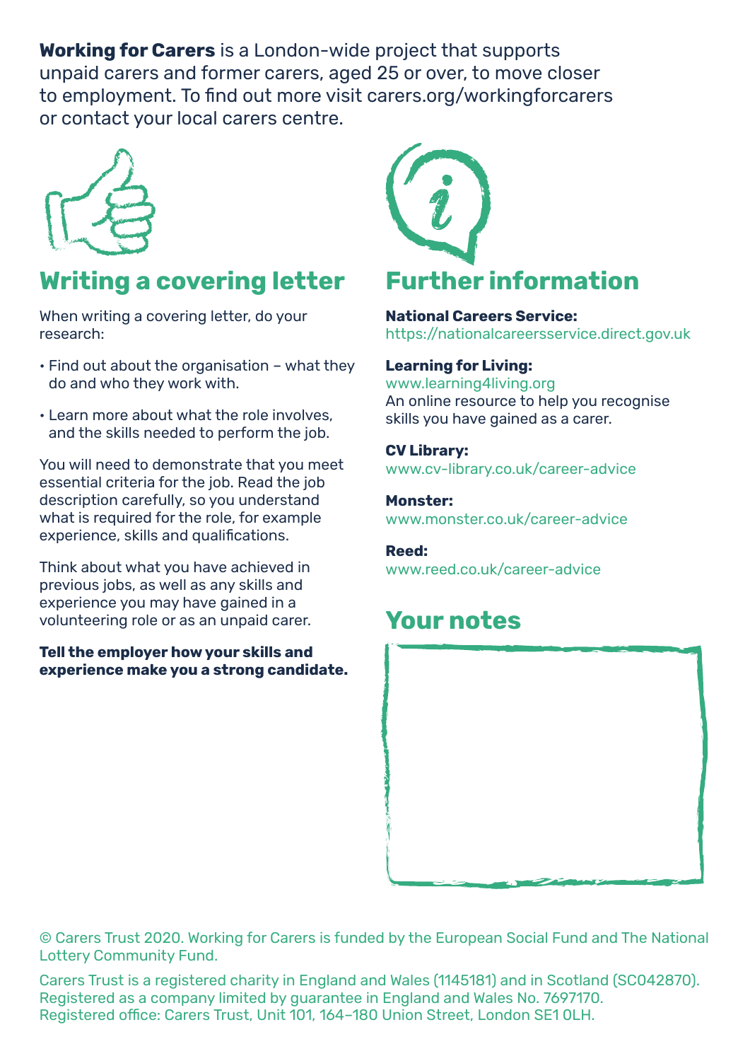**Working for Carers** is a London-wide project that supports unpaid carers and former carers, aged 25 or over, to move closer to employment. To find out more visit carers.org/workingforcarers or contact your local carers centre.

## Writing a covering letter

When writing a covering letter, do your research:

- Find out about the organisation – what they do and who they work with.
- Learn more about what the role involves, and the skills needed to perform the job.

You will need to demonstrate that you meet essential criteria for the job. Read the job description carefully, so you understand what is required for the role, for example experience, skills and qualifications.

Think about what you have achieved in previous jobs, as well as any skills and experience you may have gained in a volunteering role or as an unpaid carer.

**Tell the employer how your skills and experience make you a strong candidate.**

## Further information

**National Careers Service:**
https://nationalcareersservice.direct.gov.uk

**Learning for Living:**
www.learning4living.org
An online resource to help you recognise skills you have gained as a carer.

**CV Library:**
www.cv-library.co.uk/career-advice

**Monster:**
www.monster.co.uk/career-advice

**Reed:**
www.reed.co.uk/career-advice

## Your notes

© Carers Trust 2020. Working for Carers is funded by the European Social Fund and The National Lottery Community Fund.

Carers Trust is a registered charity in England and Wales (1145181) and in Scotland (SC042870). Registered as a company limited by guarantee in England and Wales No. 7697170. Registered office: Carers Trust, Unit 101, 164–180 Union Street, London SE1 0LH.